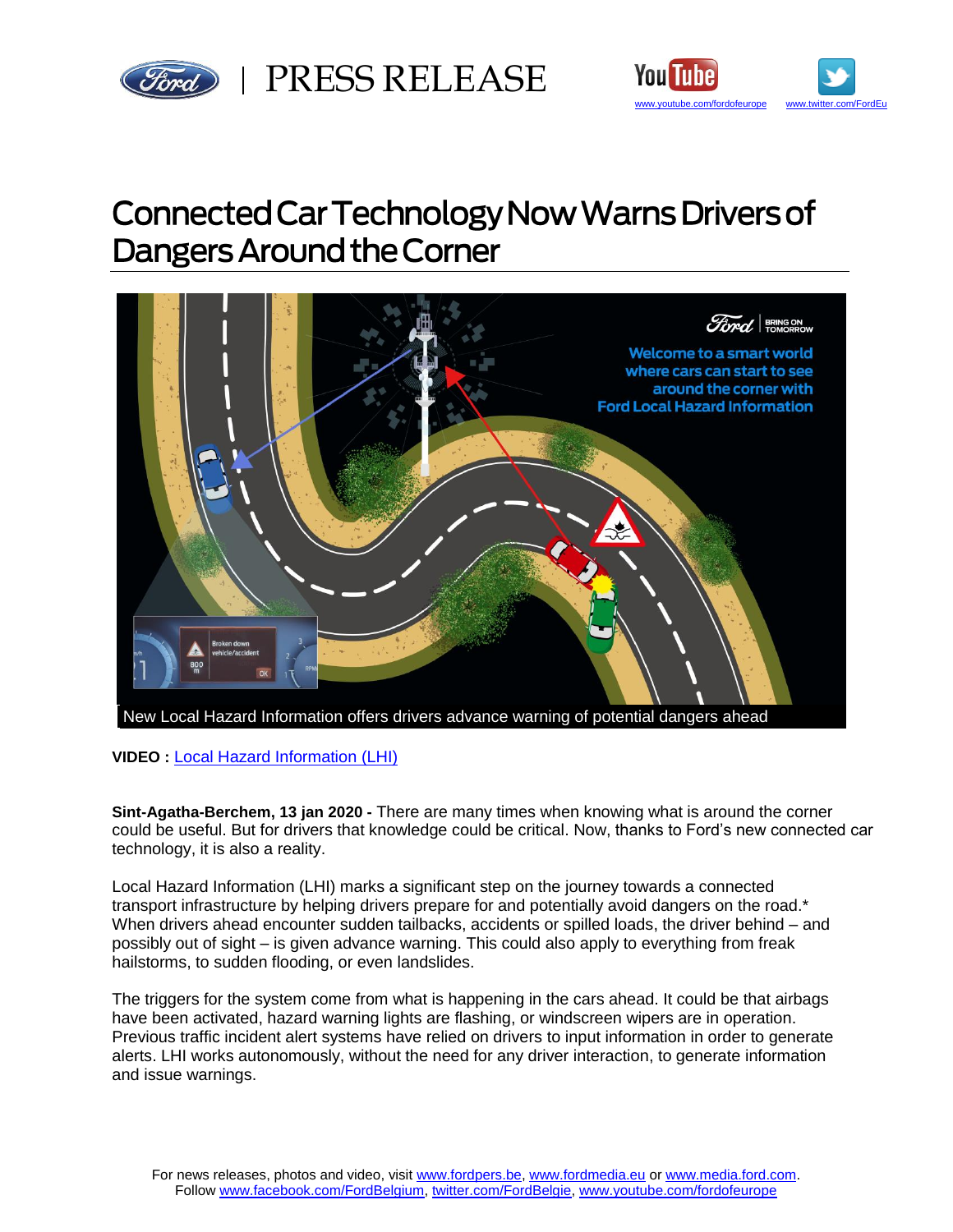PRESS RELEASE

# Connected Car Technology Now Warns Drivers of Dangers Around the Corner

New Local Hazard Information offers drivers advance warning of potential dangers ahead

**VIDEO :** Local Hazard Information (LHI)

**Sint-Agatha-Berchem, 13 jan 2020 -** There are many times when knowing what is around the corner could be useful. But for drivers that knowledge could be critical. Now, thanks to Ford's new connected car technology, it is also a reality.

Local Hazard Information (LHI) marks a significant step on the journey towards a connected transport infrastructure by helping drivers prepare for and potentially avoid dangers on the road.* When drivers ahead encounter sudden tailbacks, accidents or spilled loads, the driver behind – and possibly out of sight – is given advance warning. This could also apply to everything from freak hailstorms, to sudden flooding, or even landslides.

The triggers for the system come from what is happening in the cars ahead. It could be that airbags have been activated, hazard warning lights are flashing, or windscreen wipers are in operation. Previous traffic incident alert systems have relied on drivers to input information in order to generate alerts. LHI works autonomously, without the need for any driver interaction, to generate information and issue warnings.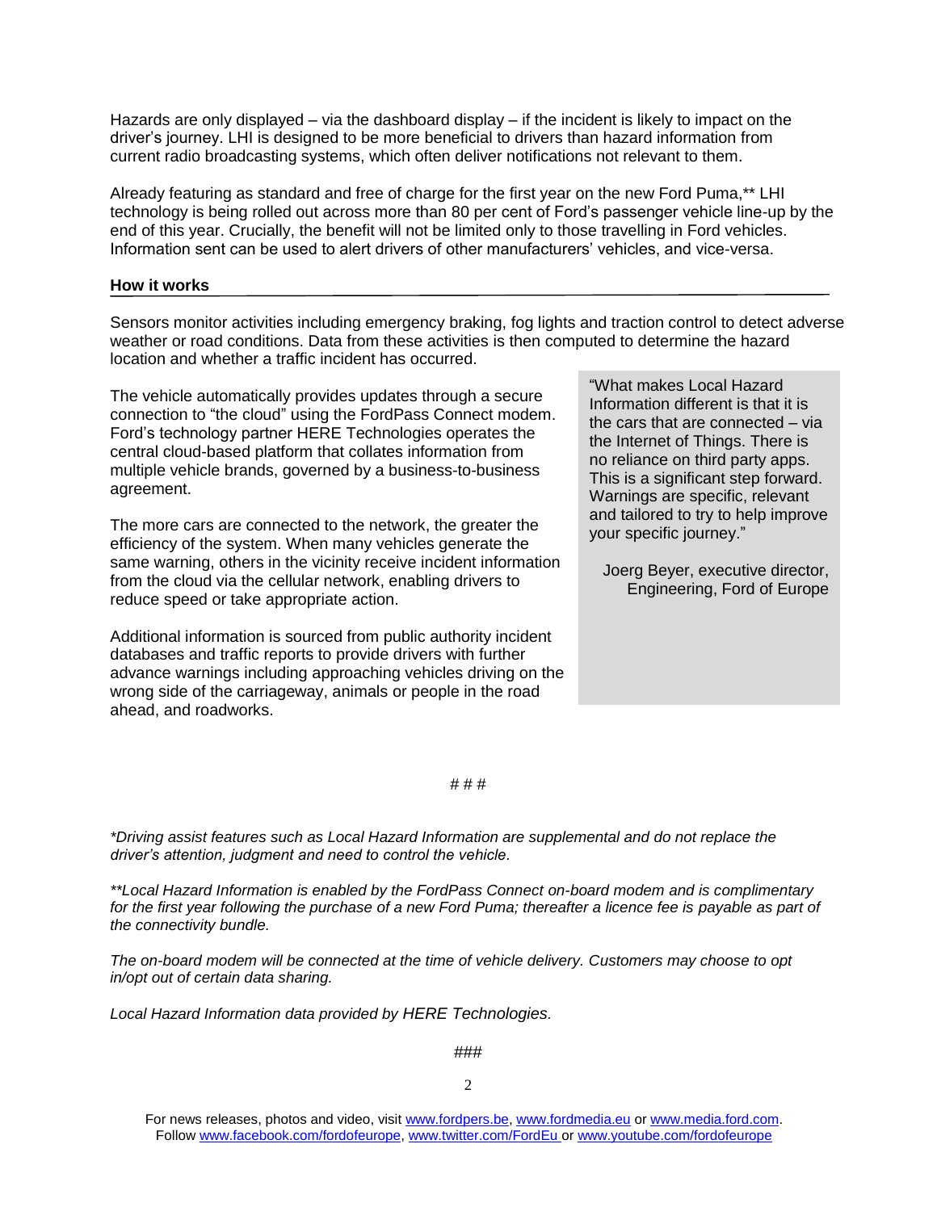Hazards are only displayed – via the dashboard display – if the incident is likely to impact on the driver's journey. LHI is designed to be more beneficial to drivers than hazard information from current radio broadcasting systems, which often deliver notifications not relevant to them.

Already featuring as standard and free of charge for the first year on the new Ford Puma,** LHI technology is being rolled out across more than 80 per cent of Ford's passenger vehicle line-up by the end of this year. Crucially, the benefit will not be limited only to those travelling in Ford vehicles. Information sent can be used to alert drivers of other manufacturers' vehicles, and vice-versa.

**How it works**

Sensors monitor activities including emergency braking, fog lights and traction control to detect adverse weather or road conditions. Data from these activities is then computed to determine the hazard location and whether a traffic incident has occurred.

The vehicle automatically provides updates through a secure connection to "the cloud" using the FordPass Connect modem. Ford's technology partner HERE Technologies operates the central cloud-based platform that collates information from multiple vehicle brands, governed by a business-to-business agreement.

The more cars are connected to the network, the greater the efficiency of the system. When many vehicles generate the same warning, others in the vicinity receive incident information from the cloud via the cellular network, enabling drivers to reduce speed or take appropriate action.

Additional information is sourced from public authority incident databases and traffic reports to provide drivers with further advance warnings including approaching vehicles driving on the wrong side of the carriageway, animals or people in the road ahead, and roadworks.

> "What makes Local Hazard Information different is that it is the cars that are connected – via the Internet of Things. There is no reliance on third party apps. This is a significant step forward. Warnings are specific, relevant and tailored to try to help improve your specific journey."
>
> Joerg Beyer, executive director, Engineering, Ford of Europe

# # #

*\*Driving assist features such as Local Hazard Information are supplemental and do not replace the driver's attention, judgment and need to control the vehicle.*

*\*\*Local Hazard Information is enabled by the FordPass Connect on-board modem and is complimentary for the first year following the purchase of a new Ford Puma; thereafter a licence fee is payable as part of the connectivity bundle.*

*The on-board modem will be connected at the time of vehicle delivery. Customers may choose to opt in/opt out of certain data sharing.*

*Local Hazard Information data provided by HERE Technologies.*

###

For news releases, photos and video, visit www.fordpers.be, www.fordmedia.eu or www.media.ford.com.
Follow www.facebook.com/fordofeurope, www.twitter.com/FordEu or www.youtube.com/fordofeurope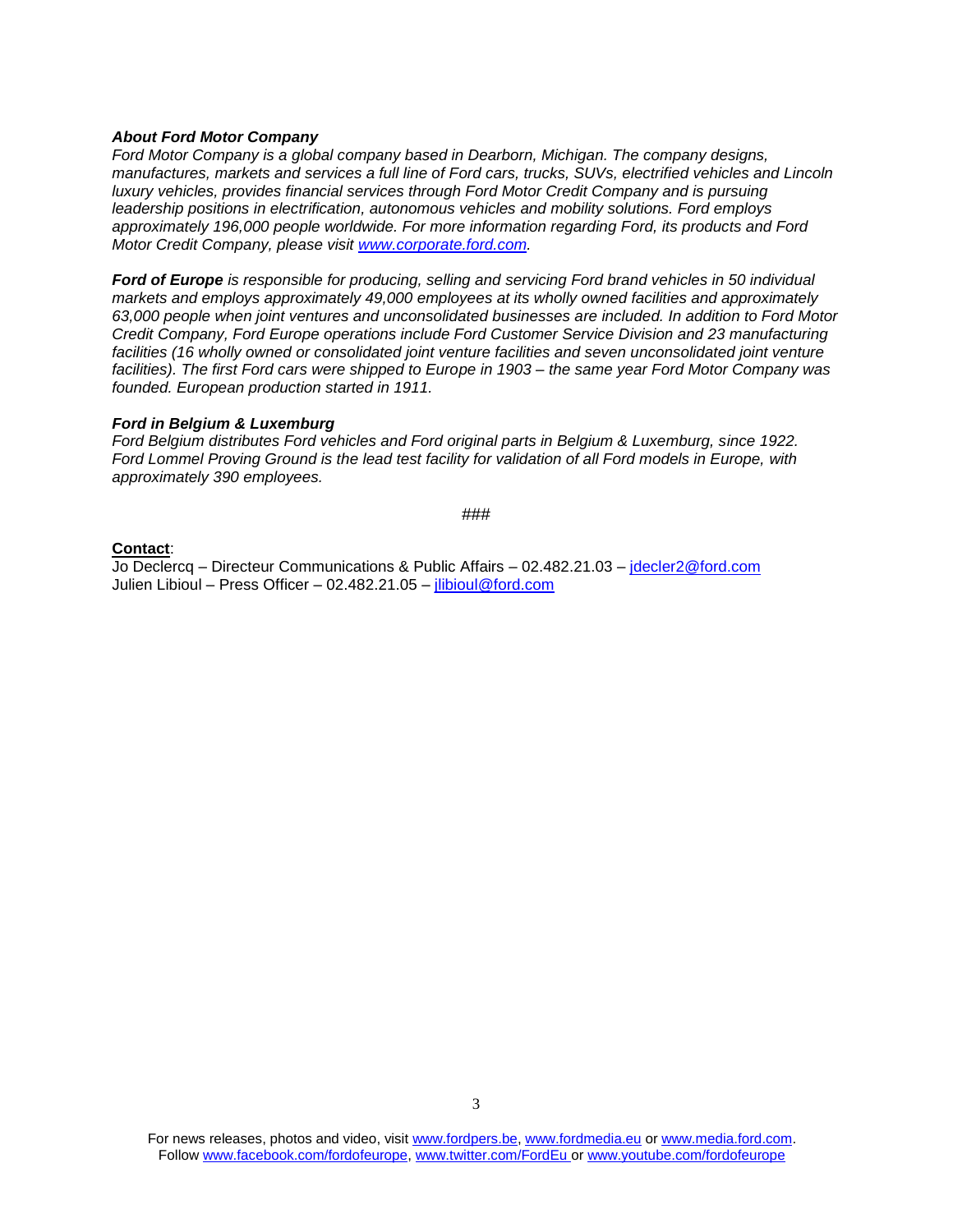***About Ford Motor Company***
*Ford Motor Company is a global company based in Dearborn, Michigan. The company designs, manufactures, markets and services a full line of Ford cars, trucks, SUVs, electrified vehicles and Lincoln luxury vehicles, provides financial services through Ford Motor Credit Company and is pursuing leadership positions in electrification, autonomous vehicles and mobility solutions. Ford employs approximately 196,000 people worldwide. For more information regarding Ford, its products and Ford Motor Credit Company, please visit [www.corporate.ford.com](http://www.corporate.ford.com).*

***Ford of Europe*** *is responsible for producing, selling and servicing Ford brand vehicles in 50 individual markets and employs approximately 49,000 employees at its wholly owned facilities and approximately 63,000 people when joint ventures and unconsolidated businesses are included. In addition to Ford Motor Credit Company, Ford Europe operations include Ford Customer Service Division and 23 manufacturing facilities (16 wholly owned or consolidated joint venture facilities and seven unconsolidated joint venture facilities). The first Ford cars were shipped to Europe in 1903 – the same year Ford Motor Company was founded. European production started in 1911.*

***Ford in Belgium & Luxemburg***
*Ford Belgium distributes Ford vehicles and Ford original parts in Belgium & Luxemburg, since 1922. Ford Lommel Proving Ground is the lead test facility for validation of all Ford models in Europe, with approximately 390 employees.*

###

**Contact**:
Jo Declercq – Directeur Communications & Public Affairs – 02.482.21.03 – jdecler2@ford.com
Julien Libioul – Press Officer – 02.482.21.05 – jlibioul@ford.com

For news releases, photos and video, visit www.fordpers.be, www.fordmedia.eu or www.media.ford.com.
Follow www.facebook.com/fordofeurope, www.twitter.com/FordEu or www.youtube.com/fordofeurope